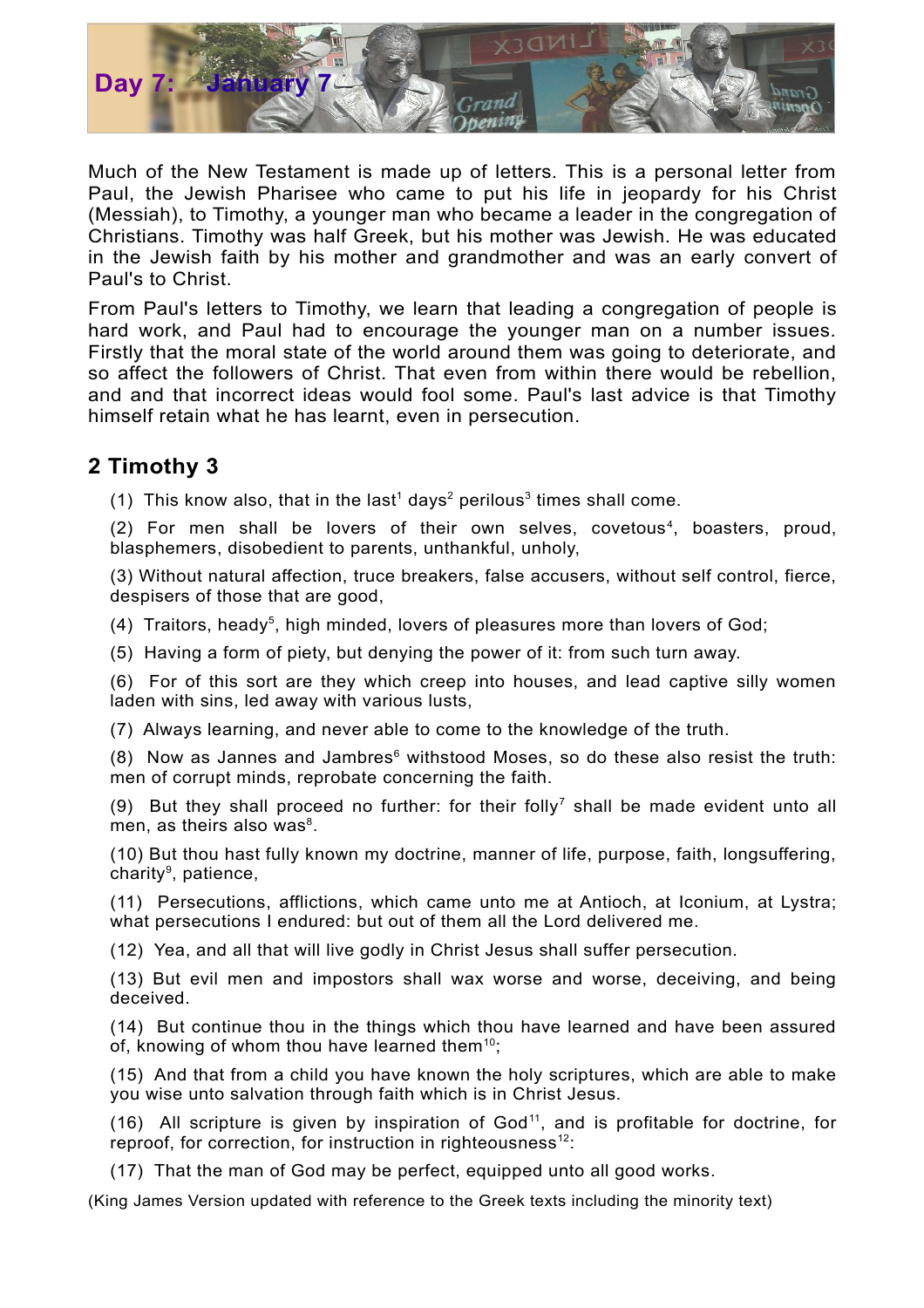# Day 7: January 7

Much of the New Testament is made up of letters. This is a personal letter from Paul, the Jewish Pharisee who came to put his life in jeopardy for his Christ (Messiah), to Timothy, a younger man who became a leader in the congregation of Christians. Timothy was half Greek, but his mother was Jewish. He was educated in the Jewish faith by his mother and grandmother and was an early convert of Paul's to Christ.

From Paul's letters to Timothy, we learn that leading a congregation of people is hard work, and Paul had to encourage the younger man on a number issues. Firstly that the moral state of the world around them was going to deteriorate, and so affect the followers of Christ. That even from within there would be rebellion, and and that incorrect ideas would fool some. Paul's last advice is that Timothy himself retain what he has learnt, even in persecution.

## 2 Timothy 3

(1) This know also, that in the last[1] days[2] perilous[3] times shall come.

(2) For men shall be lovers of their own selves, covetous[4], boasters, proud, blasphemers, disobedient to parents, unthankful, unholy,

(3) Without natural affection, truce breakers, false accusers, without self control, fierce, despisers of those that are good,

(4) Traitors, heady[5], high minded, lovers of pleasures more than lovers of God;

(5) Having a form of piety, but denying the power of it: from such turn away.

(6) For of this sort are they which creep into houses, and lead captive silly women laden with sins, led away with various lusts,

(7) Always learning, and never able to come to the knowledge of the truth.

(8) Now as Jannes and Jambres[6] withstood Moses, so do these also resist the truth: men of corrupt minds, reprobate concerning the faith.

(9) But they shall proceed no further: for their folly[7] shall be made evident unto all men, as theirs also was[8].

(10) But thou hast fully known my doctrine, manner of life, purpose, faith, longsuffering, charity[9], patience,

(11) Persecutions, afflictions, which came unto me at Antioch, at Iconium, at Lystra; what persecutions I endured: but out of them all the Lord delivered me.

(12) Yea, and all that will live godly in Christ Jesus shall suffer persecution.

(13) But evil men and impostors shall wax worse and worse, deceiving, and being deceived.

(14) But continue thou in the things which thou have learned and have been assured of, knowing of whom thou have learned them[10];

(15) And that from a child you have known the holy scriptures, which are able to make you wise unto salvation through faith which is in Christ Jesus.

(16) All scripture is given by inspiration of God[11], and is profitable for doctrine, for reproof, for correction, for instruction in righteousness[12]:

(17) That the man of God may be perfect, equipped unto all good works.

(King James Version updated with reference to the Greek texts including the minority text)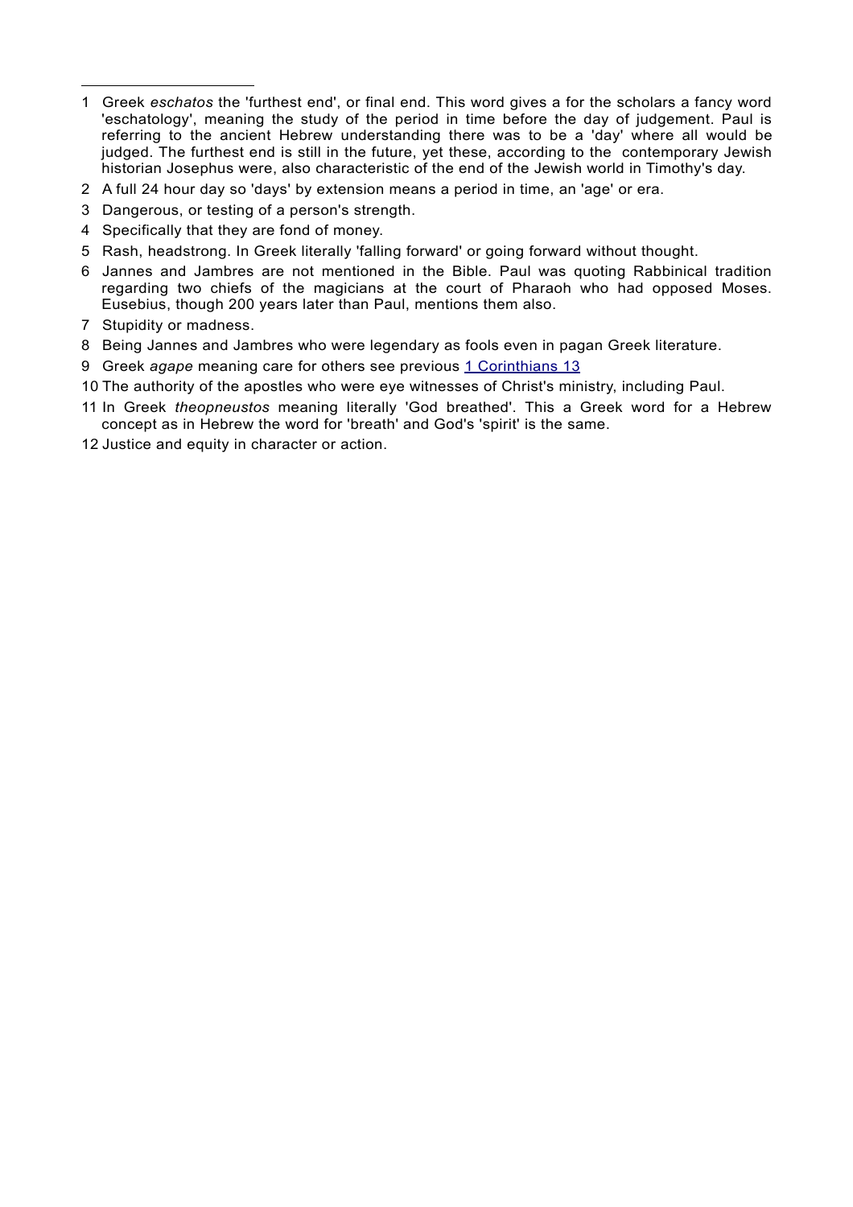1. Greek *eschatos* the 'furthest end', or final end. This word gives a for the scholars a fancy word 'eschatology', meaning the study of the period in time before the day of judgement. Paul is referring to the ancient Hebrew understanding there was to be a 'day' where all would be judged. The furthest end is still in the future, yet these, according to the contemporary Jewish historian Josephus were, also characteristic of the end of the Jewish world in Timothy's day.
2. A full 24 hour day so 'days' by extension means a period in time, an 'age' or era.
3. Dangerous, or testing of a person's strength.
4. Specifically that they are fond of money.
5. Rash, headstrong. In Greek literally 'falling forward' or going forward without thought.
6. Jannes and Jambres are not mentioned in the Bible. Paul was quoting Rabbinical tradition regarding two chiefs of the magicians at the court of Pharaoh who had opposed Moses. Eusebius, though 200 years later than Paul, mentions them also.
7. Stupidity or madness.
8. Being Jannes and Jambres who were legendary as fools even in pagan Greek literature.
9. Greek *agape* meaning care for others see previous [1 Corinthians 13]
10. The authority of the apostles who were eye witnesses of Christ's ministry, including Paul.
11. In Greek *theopneustos* meaning literally 'God breathed'. This a Greek word for a Hebrew concept as in Hebrew the word for 'breath' and God's 'spirit' is the same.
12. Justice and equity in character or action.